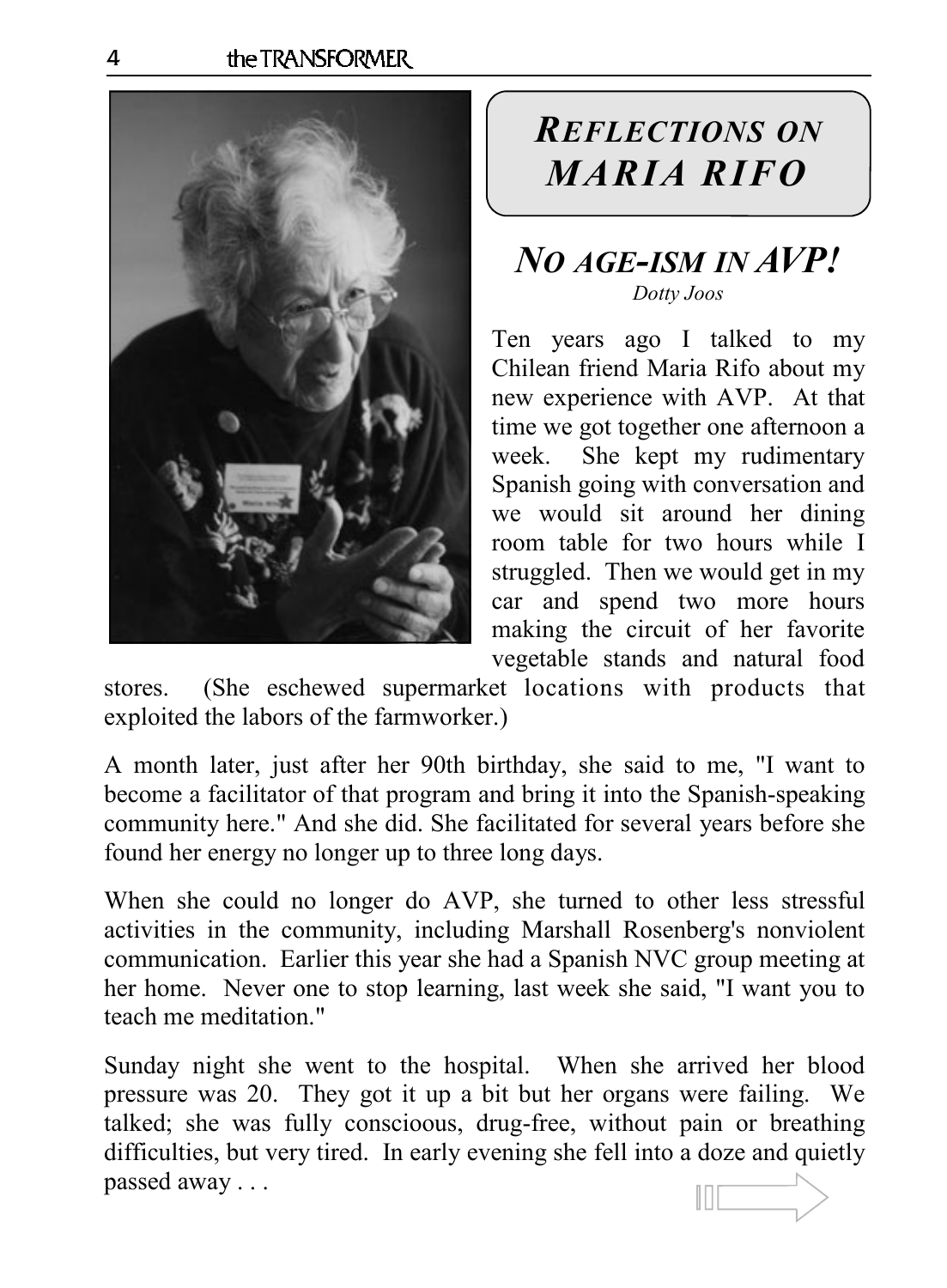# *Reflections on Maria Rifo*

## *No Age-ism in AVP!*

*Dotty Joos*

Ten years ago I talked to my Chilean friend Maria Rifo about my new experience with AVP. At that time we got together one afternoon a week. She kept my rudimentary Spanish going with conversation and we would sit around her dining room table for two hours while I struggled. Then we would get in my car and spend two more hours making the circuit of her favorite vegetable stands and natural food stores. (She eschewed supermarket locations with products that exploited the labors of the farmworker.)

A month later, just after her 90th birthday, she said to me, "I want to become a facilitator of that program and bring it into the Spanish-speaking community here." And she did. She facilitated for several years before she found her energy no longer up to three long days.

When she could no longer do AVP, she turned to other less stressful activities in the community, including Marshall Rosenberg's nonviolent communication. Earlier this year she had a Spanish NVC group meeting at her home. Never one to stop learning, last week she said, "I want you to teach me meditation."

Sunday night she went to the hospital. When she arrived her blood pressure was 20. They got it up a bit but her organs were failing. We talked; she was fully consciious, drug-free, without pain or breathing difficulties, but very tired. In early evening she fell into a doze and quietly passed away . . .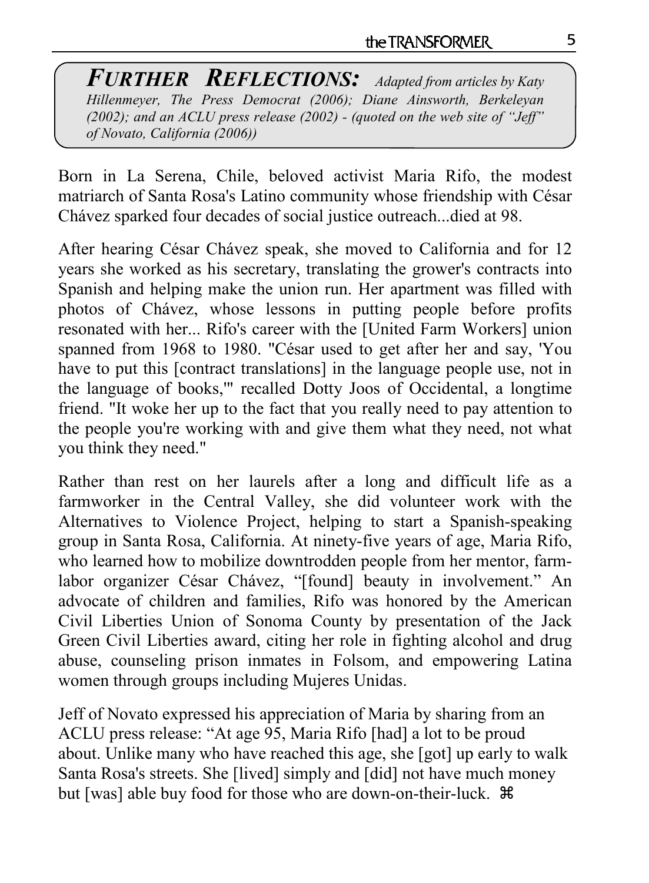## *FURTHER REFLECTIONS:* *Adapted from articles by Katy Hillenmeyer, The Press Democrat (2006); Diane Ainsworth, Berkeleyan (2002); and an ACLU press release (2002) - (quoted on the web site of "Jeff" of Novato, California (2006))*

Born in La Serena, Chile, beloved activist Maria Rifo, the modest matriarch of Santa Rosa's Latino community whose friendship with César Chávez sparked four decades of social justice outreach...died at 98.

After hearing César Chávez speak, she moved to California and for 12 years she worked as his secretary, translating the grower's contracts into Spanish and helping make the union run. Her apartment was filled with photos of Chávez, whose lessons in putting people before profits resonated with her... Rifo's career with the [United Farm Workers] union spanned from 1968 to 1980. "César used to get after her and say, 'You have to put this [contract translations] in the language people use, not in the language of books,'" recalled Dotty Joos of Occidental, a longtime friend. "It woke her up to the fact that you really need to pay attention to the people you're working with and give them what they need, not what you think they need."

Rather than rest on her laurels after a long and difficult life as a farmworker in the Central Valley, she did volunteer work with the Alternatives to Violence Project, helping to start a Spanish-speaking group in Santa Rosa, California. At ninety-five years of age, Maria Rifo, who learned how to mobilize downtrodden people from her mentor, farm-labor organizer César Chávez, "[found] beauty in involvement." An advocate of children and families, Rifo was honored by the American Civil Liberties Union of Sonoma County by presentation of the Jack Green Civil Liberties award, citing her role in fighting alcohol and drug abuse, counseling prison inmates in Folsom, and empowering Latina women through groups including Mujeres Unidas.

Jeff of Novato expressed his appreciation of Maria by sharing from an ACLU press release: "At age 95, Maria Rifo [had] a lot to be proud about. Unlike many who have reached this age, she [got] up early to walk Santa Rosa's streets. She [lived] simply and [did] not have much money but [was] able buy food for those who are down-on-their-luck. ⌘